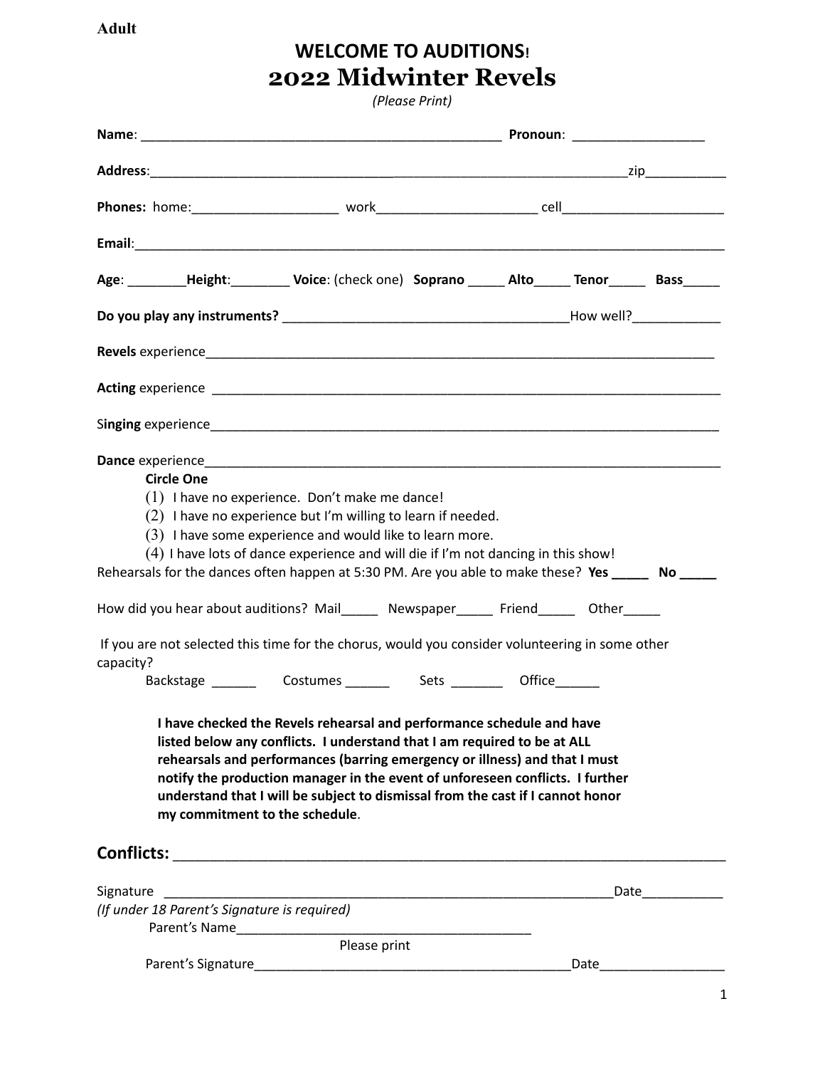**Adult**

# WELCOME TO AUDITIONS!

# 2022 Midwinter Revels

*(Please Print)*

**Name**: ________________________________________________ **Pronoun**: _________________

**Address**:_____________________________________________________________________zip__________

**Phones:** home:___________________ work____________________ cell_____________________

**Email**:________________________________________________________________________________

**Age**: ________**Height**:________ **Voice**: (check one) **Soprano** _____ **Alto**_____ **Tenor**_____ **Bass**_____

**Do you play any instruments?** ______________________________________How well?___________

**Revels** experience______________________________________________________________________

**Acting** experience ______________________________________________________________________

S**inging** experience______________________________________________________________________

**Dance** experience_______________________________________________________________________

**Circle One**

(1) I have no experience. Don't make me dance!
(2) I have no experience but I'm willing to learn if needed.
(3) I have some experience and would like to learn more.
(4) I have lots of dance experience and will die if I'm not dancing in this show!

Rehearsals for the dances often happen at 5:30 PM. Are you able to make these? **Yes _____ No _____**

How did you hear about auditions? Mail_____ Newspaper_____ Friend_____ Other_____

If you are not selected this time for the chorus, would you consider volunteering in some other capacity?

Backstage ______ Costumes ______ Sets _______ Office______

**I have checked the Revels rehearsal and performance schedule and have listed below any conflicts. I understand that I am required to be at ALL rehearsals and performances (barring emergency or illness) and that I must notify the production manager in the event of unforeseen conflicts. I further understand that I will be subject to dismissal from the cast if I cannot honor my commitment to the schedule**.

## Conflicts: ____________________________________________________________

Signature ___________________________________________________________Date__________

*(If under 18 Parent's Signature is required)*

Parent's Name________________________________________
Please print

Parent's Signature_____________________________________________Date________________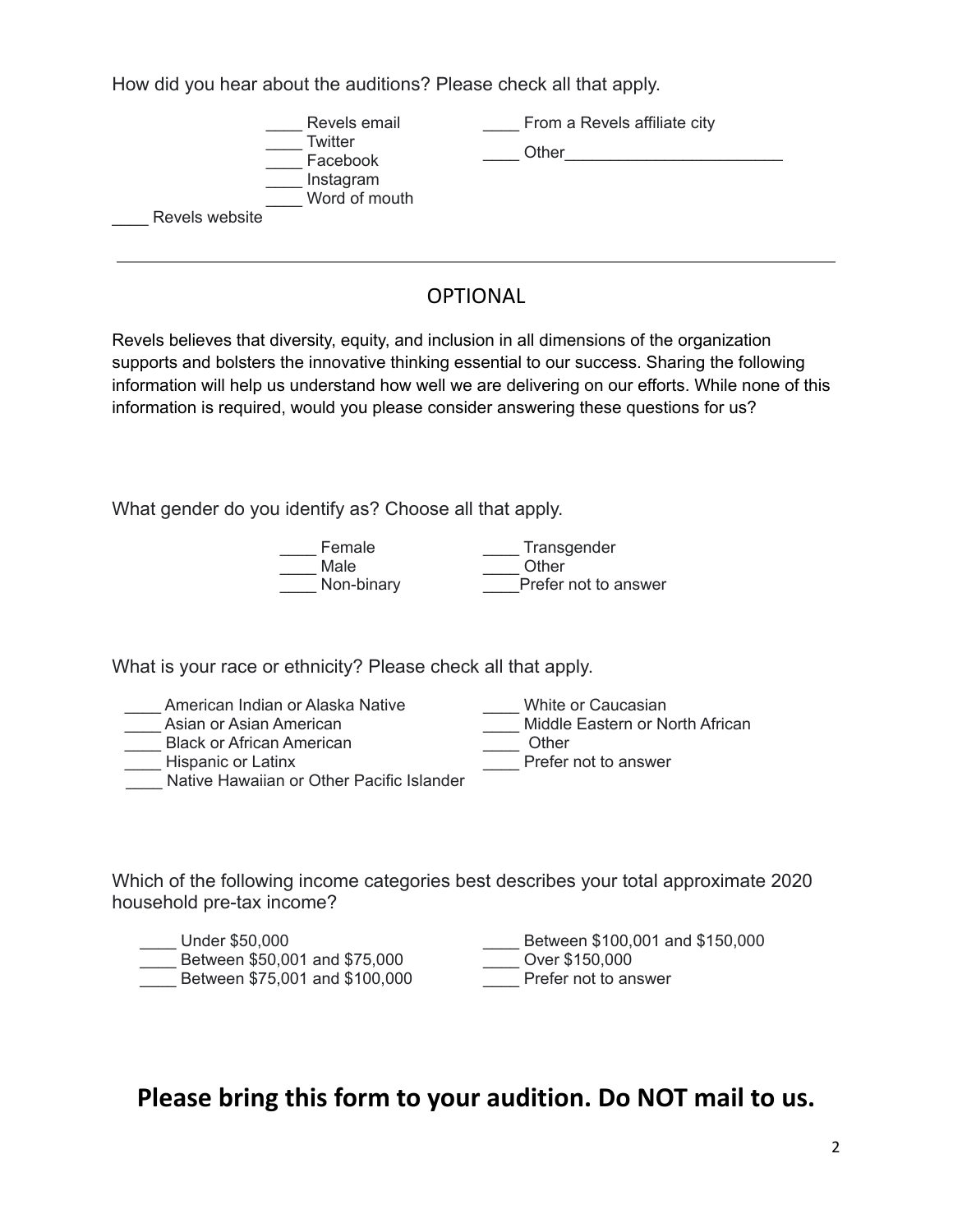How did you hear about the auditions? Please check all that apply.

- ____ Revels email
- ____ Twitter
- ____ Facebook
- ____ Instagram
- ____ Word of mouth
- ____ Revels website
- ____ From a Revels affiliate city
- ____ Other________________________

---

## OPTIONAL

Revels believes that diversity, equity, and inclusion in all dimensions of the organization supports and bolsters the innovative thinking essential to our success. Sharing the following information will help us understand how well we are delivering on our efforts. While none of this information is required, would you please consider answering these questions for us?

What gender do you identify as? Choose all that apply.

- ____ Female
- ____ Male
- ____ Non-binary
- ____ Transgender
- ____ Other
- ____Prefer not to answer

What is your race or ethnicity? Please check all that apply.

- ____ American Indian or Alaska Native
- ____ Asian or Asian American
- ____ Black or African American
- ____ Hispanic or Latinx
- ____ Native Hawaiian or Other Pacific Islander
- ____ White or Caucasian
- ____ Middle Eastern or North African
- ____ Other
- ____ Prefer not to answer

Which of the following income categories best describes your total approximate 2020 household pre-tax income?

- ____ Under $50,000
- ____ Between $50,001 and $75,000
- ____ Between $75,001 and $100,000
- ____ Between $100,001 and $150,000
- ____ Over $150,000
- ____ Prefer not to answer

## Please bring this form to your audition. Do NOT mail to us.